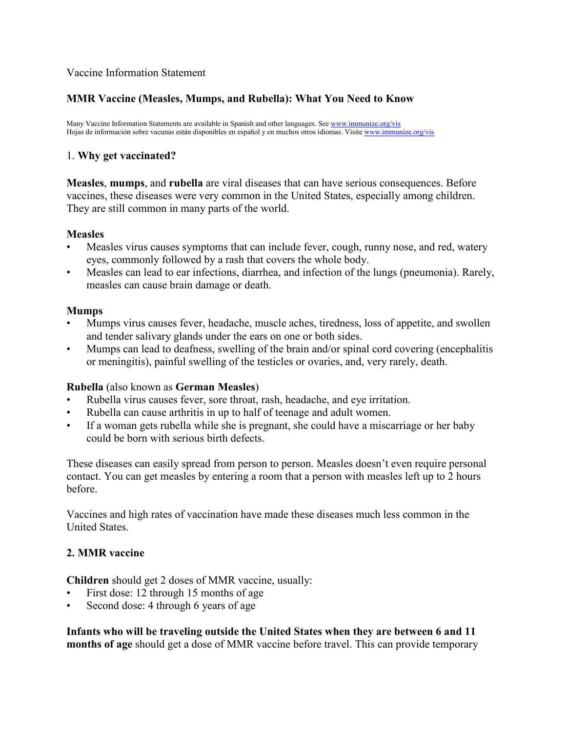Vaccine Information Statement

# MMR Vaccine (Measles, Mumps, and Rubella): What You Need to Know

Many Vaccine Information Statements are available in Spanish and other languages. See www.immunize.org/vis
Hojas de información sobre vacunas están disponibles en español y en muchos otros idiomas. Visite www.immunize.org/vis

## 1. Why get vaccinated?

**Measles**, **mumps**, and **rubella** are viral diseases that can have serious consequences. Before vaccines, these diseases were very common in the United States, especially among children. They are still common in many parts of the world.

### Measles

- Measles virus causes symptoms that can include fever, cough, runny nose, and red, watery eyes, commonly followed by a rash that covers the whole body.
- Measles can lead to ear infections, diarrhea, and infection of the lungs (pneumonia). Rarely, measles can cause brain damage or death.

### Mumps

- Mumps virus causes fever, headache, muscle aches, tiredness, loss of appetite, and swollen and tender salivary glands under the ears on one or both sides.
- Mumps can lead to deafness, swelling of the brain and/or spinal cord covering (encephalitis or meningitis), painful swelling of the testicles or ovaries, and, very rarely, death.

### Rubella (also known as German Measles)

- Rubella virus causes fever, sore throat, rash, headache, and eye irritation.
- Rubella can cause arthritis in up to half of teenage and adult women.
- If a woman gets rubella while she is pregnant, she could have a miscarriage or her baby could be born with serious birth defects.

These diseases can easily spread from person to person. Measles doesn't even require personal contact. You can get measles by entering a room that a person with measles left up to 2 hours before.

Vaccines and high rates of vaccination have made these diseases much less common in the United States.

## 2. MMR vaccine

**Children** should get 2 doses of MMR vaccine, usually:

- First dose: 12 through 15 months of age
- Second dose: 4 through 6 years of age

**Infants who will be traveling outside the United States when they are between 6 and 11 months of age** should get a dose of MMR vaccine before travel. This can provide temporary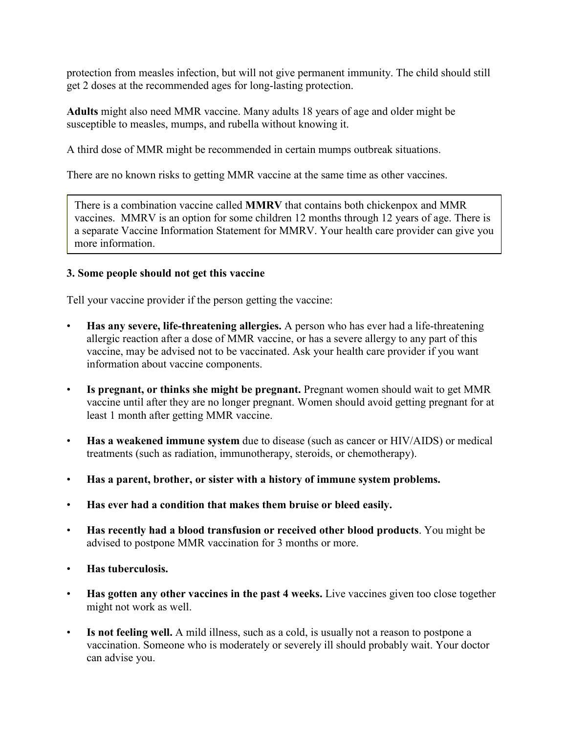protection from measles infection, but will not give permanent immunity. The child should still get 2 doses at the recommended ages for long-lasting protection.

**Adults** might also need MMR vaccine. Many adults 18 years of age and older might be susceptible to measles, mumps, and rubella without knowing it.

A third dose of MMR might be recommended in certain mumps outbreak situations.

There are no known risks to getting MMR vaccine at the same time as other vaccines.

> There is a combination vaccine called **MMRV** that contains both chickenpox and MMR vaccines. MMRV is an option for some children 12 months through 12 years of age. There is a separate Vaccine Information Statement for MMRV. Your health care provider can give you more information.

**3. Some people should not get this vaccine**

Tell your vaccine provider if the person getting the vaccine:

- **Has any severe, life-threatening allergies.** A person who has ever had a life-threatening allergic reaction after a dose of MMR vaccine, or has a severe allergy to any part of this vaccine, may be advised not to be vaccinated. Ask your health care provider if you want information about vaccine components.
- **Is pregnant, or thinks she might be pregnant.** Pregnant women should wait to get MMR vaccine until after they are no longer pregnant. Women should avoid getting pregnant for at least 1 month after getting MMR vaccine.
- **Has a weakened immune system** due to disease (such as cancer or HIV/AIDS) or medical treatments (such as radiation, immunotherapy, steroids, or chemotherapy).
- **Has a parent, brother, or sister with a history of immune system problems.**
- **Has ever had a condition that makes them bruise or bleed easily.**
- **Has recently had a blood transfusion or received other blood products**. You might be advised to postpone MMR vaccination for 3 months or more.
- **Has tuberculosis.**
- **Has gotten any other vaccines in the past 4 weeks.** Live vaccines given too close together might not work as well.
- **Is not feeling well.** A mild illness, such as a cold, is usually not a reason to postpone a vaccination. Someone who is moderately or severely ill should probably wait. Your doctor can advise you.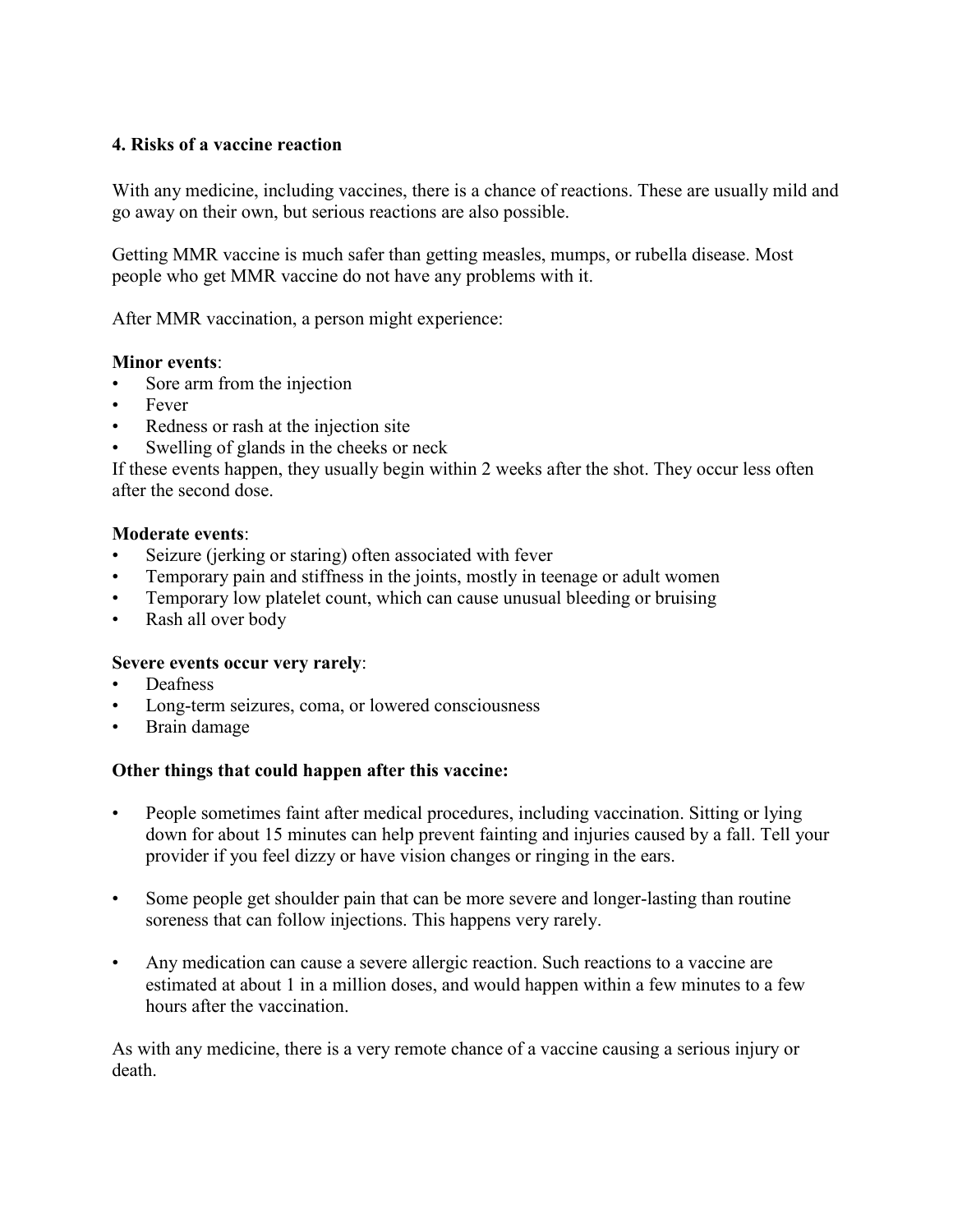## 4. Risks of a vaccine reaction

With any medicine, including vaccines, there is a chance of reactions. These are usually mild and go away on their own, but serious reactions are also possible.

Getting MMR vaccine is much safer than getting measles, mumps, or rubella disease. Most people who get MMR vaccine do not have any problems with it.

After MMR vaccination, a person might experience:

**Minor events**:

- Sore arm from the injection
- Fever
- Redness or rash at the injection site
- Swelling of glands in the cheeks or neck

If these events happen, they usually begin within 2 weeks after the shot. They occur less often after the second dose.

**Moderate events**:

- Seizure (jerking or staring) often associated with fever
- Temporary pain and stiffness in the joints, mostly in teenage or adult women
- Temporary low platelet count, which can cause unusual bleeding or bruising
- Rash all over body

**Severe events occur very rarely**:

- Deafness
- Long-term seizures, coma, or lowered consciousness
- Brain damage

**Other things that could happen after this vaccine:**

- People sometimes faint after medical procedures, including vaccination. Sitting or lying down for about 15 minutes can help prevent fainting and injuries caused by a fall. Tell your provider if you feel dizzy or have vision changes or ringing in the ears.
- Some people get shoulder pain that can be more severe and longer-lasting than routine soreness that can follow injections. This happens very rarely.
- Any medication can cause a severe allergic reaction. Such reactions to a vaccine are estimated at about 1 in a million doses, and would happen within a few minutes to a few hours after the vaccination.

As with any medicine, there is a very remote chance of a vaccine causing a serious injury or death.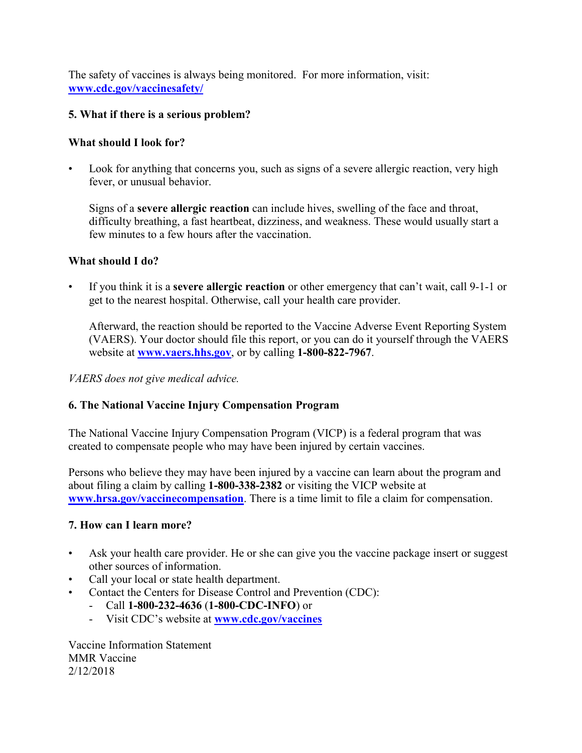The safety of vaccines is always being monitored. For more information, visit: **[www.cdc.gov/vaccinesafety/](http://www.cdc.gov/vaccinesafety/)**

## 5. What if there is a serious problem?

### What should I look for?

- Look for anything that concerns you, such as signs of a severe allergic reaction, very high fever, or unusual behavior.

  Signs of a **severe allergic reaction** can include hives, swelling of the face and throat, difficulty breathing, a fast heartbeat, dizziness, and weakness. These would usually start a few minutes to a few hours after the vaccination.

### What should I do?

- If you think it is a **severe allergic reaction** or other emergency that can't wait, call 9-1-1 or get to the nearest hospital. Otherwise, call your health care provider.

  Afterward, the reaction should be reported to the Vaccine Adverse Event Reporting System (VAERS). Your doctor should file this report, or you can do it yourself through the VAERS website at **[www.vaers.hhs.gov](http://www.vaers.hhs.gov)**, or by calling **1-800-822-7967**.

*VAERS does not give medical advice.*

## 6. The National Vaccine Injury Compensation Program

The National Vaccine Injury Compensation Program (VICP) is a federal program that was created to compensate people who may have been injured by certain vaccines.

Persons who believe they may have been injured by a vaccine can learn about the program and about filing a claim by calling **1-800-338-2382** or visiting the VICP website at **[www.hrsa.gov/vaccinecompensation](http://www.hrsa.gov/vaccinecompensation)**. There is a time limit to file a claim for compensation.

## 7. How can I learn more?

- Ask your health care provider. He or she can give you the vaccine package insert or suggest other sources of information.
- Call your local or state health department.
- Contact the Centers for Disease Control and Prevention (CDC):
  - Call **1-800-232-4636** (**1-800-CDC-INFO**) or
  - Visit CDC's website at **[www.cdc.gov/vaccines](http://www.cdc.gov/vaccines)**

Vaccine Information Statement
MMR Vaccine
2/12/2018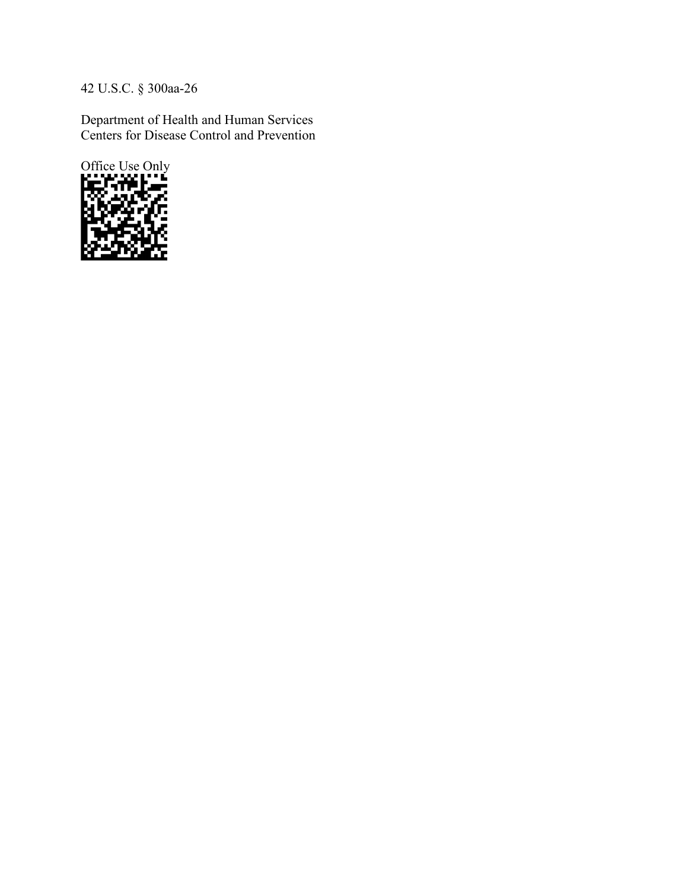42 U.S.C. § 300aa-26

Department of Health and Human Services
Centers for Disease Control and Prevention

Office Use Only